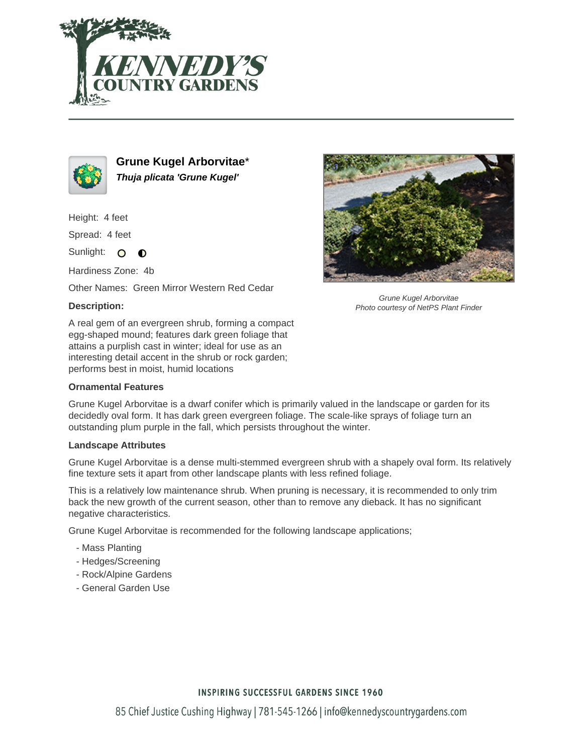# Grune Kugel Arborvitae*

***Thuja plicata 'Grune Kugel'***

Height: 4 feet

Spread: 4 feet

Sunlight:

Hardiness Zone: 4b

Other Names: Green Mirror Western Red Cedar

Grune Kugel Arborvitae
Photo courtesy of NetPS Plant Finder

**Description:**

A real gem of an evergreen shrub, forming a compact egg-shaped mound; features dark green foliage that attains a purplish cast in winter; ideal for use as an interesting detail accent in the shrub or rock garden; performs best in moist, humid locations

**Ornamental Features**

Grune Kugel Arborvitae is a dwarf conifer which is primarily valued in the landscape or garden for its decidedly oval form. It has dark green evergreen foliage. The scale-like sprays of foliage turn an outstanding plum purple in the fall, which persists throughout the winter.

**Landscape Attributes**

Grune Kugel Arborvitae is a dense multi-stemmed evergreen shrub with a shapely oval form. Its relatively fine texture sets it apart from other landscape plants with less refined foliage.

This is a relatively low maintenance shrub. When pruning is necessary, it is recommended to only trim back the new growth of the current season, other than to remove any dieback. It has no significant negative characteristics.

Grune Kugel Arborvitae is recommended for the following landscape applications;

- Mass Planting
- Hedges/Screening
- Rock/Alpine Gardens
- General Garden Use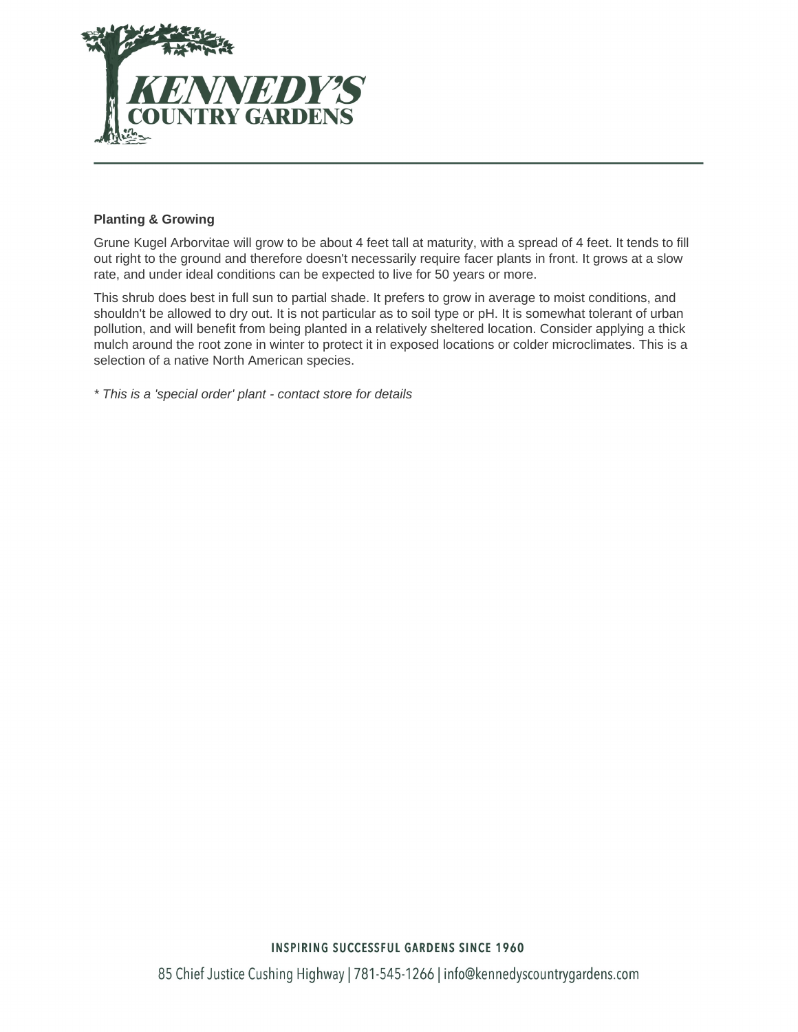**Planting & Growing**

Grune Kugel Arborvitae will grow to be about 4 feet tall at maturity, with a spread of 4 feet. It tends to fill out right to the ground and therefore doesn't necessarily require facer plants in front. It grows at a slow rate, and under ideal conditions can be expected to live for 50 years or more.

This shrub does best in full sun to partial shade. It prefers to grow in average to moist conditions, and shouldn't be allowed to dry out. It is not particular as to soil type or pH. It is somewhat tolerant of urban pollution, and will benefit from being planted in a relatively sheltered location. Consider applying a thick mulch around the root zone in winter to protect it in exposed locations or colder microclimates. This is a selection of a native North American species.

*\* This is a 'special order' plant - contact store for details*